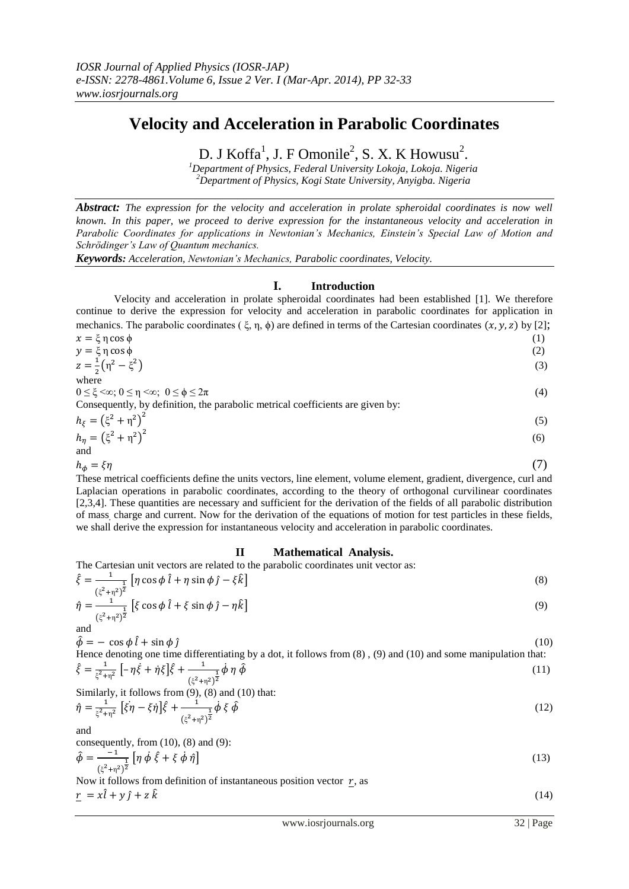# Velocity and Acceleration in Parabolic Coordinates

D. J Koffa[1], J. F Omonile[2], S. X. K Howusu[2].

[1]*Department of Physics, Federal University Lokoja, Lokoja. Nigeria*
[2]*Department of Physics, Kogi State University, Anyigba. Nigeria*

***Abstract:*** *The expression for the velocity and acceleration in prolate spheroidal coordinates is now well known. In this paper, we proceed to derive expression for the instantaneous velocity and acceleration in Parabolic Coordinates for applications in Newtonian's Mechanics, Einstein's Special Law of Motion and Schrödinger's Law of Quantum mechanics.*

***Keywords:*** *Acceleration, Newtonian's Mechanics, Parabolic coordinates, Velocity.*

## I. Introduction

Velocity and acceleration in prolate spheroidal coordinates had been established [1]. We therefore continue to derive the expression for velocity and acceleration in parabolic coordinates for application in mechanics. The parabolic coordinates ( $\xi$, $\eta$, $\phi$) are defined in terms of the Cartesian coordinates $(x, y, z)$ by [2];

$$x = \xi\,\eta\cos\phi \tag{1}$$

$$y = \xi\,\eta\cos\phi \tag{2}$$

$$z = \frac{1}{2}\left(\eta^2 - \xi^2\right) \tag{3}$$

where

$$0 \le \xi < \infty;\ 0 \le \eta < \infty;\ \ 0 \le \phi \le 2\pi \tag{4}$$

Consequently, by definition, the parabolic metrical coefficients are given by:

$$h_\xi = \left(\xi^2 + \eta^2\right)^2 \tag{5}$$

$$h_\eta = \left(\xi^2 + \eta^2\right)^2 \tag{6}$$

and

$$h_\phi = \xi\eta \tag{7}$$

These metrical coefficients define the units vectors, line element, volume element, gradient, divergence, curl and Laplacian operations in parabolic coordinates, according to the theory of orthogonal curvilinear coordinates [2,3,4]. These quantities are necessary and sufficient for the derivation of the fields of all parabolic distribution of mass, charge and current. Now for the derivation of the equations of motion for test particles in these fields, we shall derive the expression for instantaneous velocity and acceleration in parabolic coordinates.

## II Mathematical Analysis.

The Cartesian unit vectors are related to the parabolic coordinates unit vector as:

$$\hat{\xi} = \frac{1}{\left(\xi^2+\eta^2\right)^{\frac{1}{2}}}\left[\eta\cos\phi\,\hat{\imath} + \eta\sin\phi\,\hat{\jmath} - \xi\hat{k}\right] \tag{8}$$

$$\hat{\eta} = \frac{1}{\left(\xi^2+\eta^2\right)^{\frac{1}{2}}}\left[\xi\cos\phi\,\hat{\imath} + \xi\sin\phi\,\hat{\jmath} - \eta\hat{k}\right] \tag{9}$$

and

$$\hat{\phi} = -\cos\phi\,\hat{\imath} + \sin\phi\,\hat{\jmath} \tag{10}$$

Hence denoting one time differentiating by a dot, it follows from (8) , (9) and (10) and some manipulation that:

$$\dot{\hat{\xi}} = \frac{1}{\xi^2+\eta^2}\left[-\eta\dot{\xi} + \dot{\eta}\xi\right]\hat{\xi} + \frac{1}{\left(\xi^2+\eta^2\right)^{\frac{1}{2}}}\dot{\phi}\,\eta\,\hat{\phi} \tag{11}$$

Similarly, it follows from (9), (8) and (10) that:

$$\dot{\hat{\eta}} = \frac{1}{\xi^2+\eta^2}\left[\dot{\xi}\eta - \xi\dot{\eta}\right]\hat{\xi} + \frac{1}{\left(\xi^2+\eta^2\right)^{\frac{1}{2}}}\dot{\phi}\,\xi\,\hat{\phi} \tag{12}$$

and

consequently, from (10), (8) and (9):

$$\dot{\hat{\phi}} = \frac{-1}{\left(\xi^2+\eta^2\right)^{\frac{1}{2}}}\left[\eta\,\dot{\phi}\,\hat{\xi} + \xi\,\dot{\phi}\,\hat{\eta}\right] \tag{13}$$

Now it follows from definition of instantaneous position vector $\underline{r}$, as

$$\underline{r} = x\hat{\imath} + y\,\hat{\jmath} + z\,\hat{k} \tag{14}$$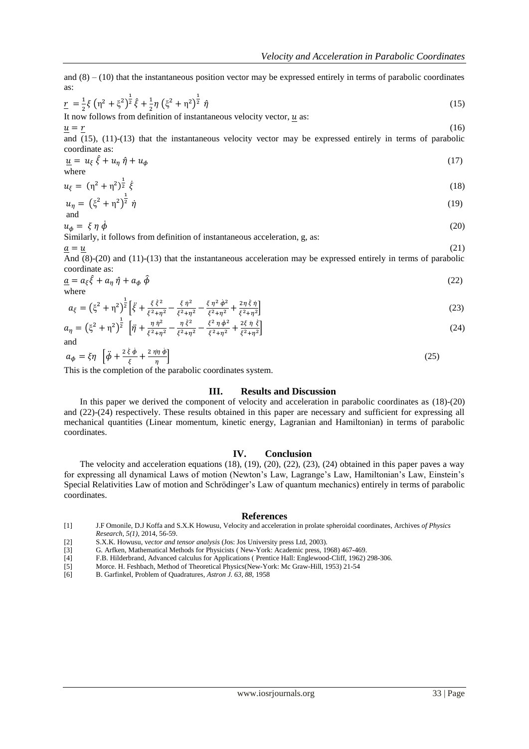and (8) – (10) that the instantaneous position vector may be expressed entirely in terms of parabolic coordinates as:

$$\underline{r} = \frac{1}{2}\xi \left(\eta^2 + \xi^2\right)^{\frac{1}{2}} \hat{\xi} + \frac{1}{2}\eta \left(\xi^2 + \eta^2\right)^{\frac{1}{2}} \hat{\eta} \tag{15}$$

It now follows from definition of instantaneous velocity vector, $\underline{u}$ as:

$$\underline{u} = \underline{r} \tag{16}$$

and (15), (11)-(13) that the instantaneous velocity vector may be expressed entirely in terms of parabolic coordinate as:

$$\underline{u} = u_\xi \hat{\xi} + u_\eta \hat{\eta} + u_\phi \tag{17}$$

where

$$u_\xi = \left(\eta^2 + \eta^2\right)^{\frac{1}{2}} \dot{\xi} \tag{18}$$

$$u_\eta = \left(\xi^2 + \eta^2\right)^{\frac{1}{2}} \dot{\eta} \tag{19}$$

and

$$u_\phi = \xi \eta \dot{\phi} \tag{20}$$

Similarly, it follows from definition of instantaneous acceleration, g, as:

$$\underline{a} = \underline{u} \tag{21}$$

And (8)-(20) and (11)-(13) that the instantaneous acceleration may be expressed entirely in terms of parabolic coordinate as:

$$\underline{a} = a_\xi \hat{\xi} + a_\eta \hat{\eta} + a_\phi \hat{\phi} \tag{22}$$

where

$$a_\xi = \left(\xi^2 + \eta^2\right)^{\frac{1}{2}} \left[\ddot{\xi} + \frac{\xi \dot{\xi}^2}{\xi^2+\eta^2} - \frac{\xi \dot{\eta}^2}{\xi^2+\eta^2} - \frac{\xi \eta^2 \dot{\phi}^2}{\xi^2+\eta^2} + \frac{2\eta \dot{\xi} \dot{\eta}}{\xi^2+\eta^2}\right] \tag{23}$$

$$a_\eta = \left(\xi^2 + \eta^2\right)^{\frac{1}{2}} \left[\ddot{\eta} + \frac{\eta \dot{\eta}^2}{\xi^2+\eta^2} - \frac{\eta \dot{\xi}^2}{\xi^2+\eta^2} - \frac{\xi^2 \eta \dot{\phi}^2}{\xi^2+\eta^2} + \frac{2\xi \eta \dot{\xi}}{\xi^2+\eta^2}\right] \tag{24}$$

and

$$a_\phi = \xi\eta \left[\ddot{\phi} + \frac{2 \dot{\xi} \dot{\phi}}{\xi} + \frac{2 \dot{\eta}\eta \dot{\phi}}{\eta}\right] \tag{25}$$

This is the completion of the parabolic coordinates system.

## III. Results and Discussion

In this paper we derived the component of velocity and acceleration in parabolic coordinates as (18)-(20) and (22)-(24) respectively. These results obtained in this paper are necessary and sufficient for expressing all mechanical quantities (Linear momentum, kinetic energy, Lagranian and Hamiltonian) in terms of parabolic coordinates.

## IV. Conclusion

The velocity and acceleration equations (18), (19), (20), (22), (23), (24) obtained in this paper paves a way for expressing all dynamical Laws of motion (Newton's Law, Lagrange's Law, Hamiltonian's Law, Einstein's Special Relativities Law of motion and Schrödinger's Law of quantum mechanics) entirely in terms of parabolic coordinates.

## References

[1] J.F Omonile, D.J Koffa and S.X.K Howusu, Velocity and acceleration in prolate spheroidal coordinates, Archives *of Physics Research, 5(1)*, 2014, 56-59.

[2] S.X.K. Howusu, *vector and tensor analysis* (Jos: Jos University press Ltd, 2003).

[3] G. Arfken, Mathematical Methods for Physicists ( New-York: Academic press, 1968) 467-469.

[4] F.B. Hilderbrand, Advanced calculus for Applications ( Prentice Hall: Englewood-Cliff, 1962) 298-306.

[5] Morce. H. Feshbach, Method of Theoretical Physics(New-York: Mc Graw-Hill, 1953) 21-54

[6] B. Garfinkel, Problem of Quadratures, *Astron J. 63, 88*, 1958